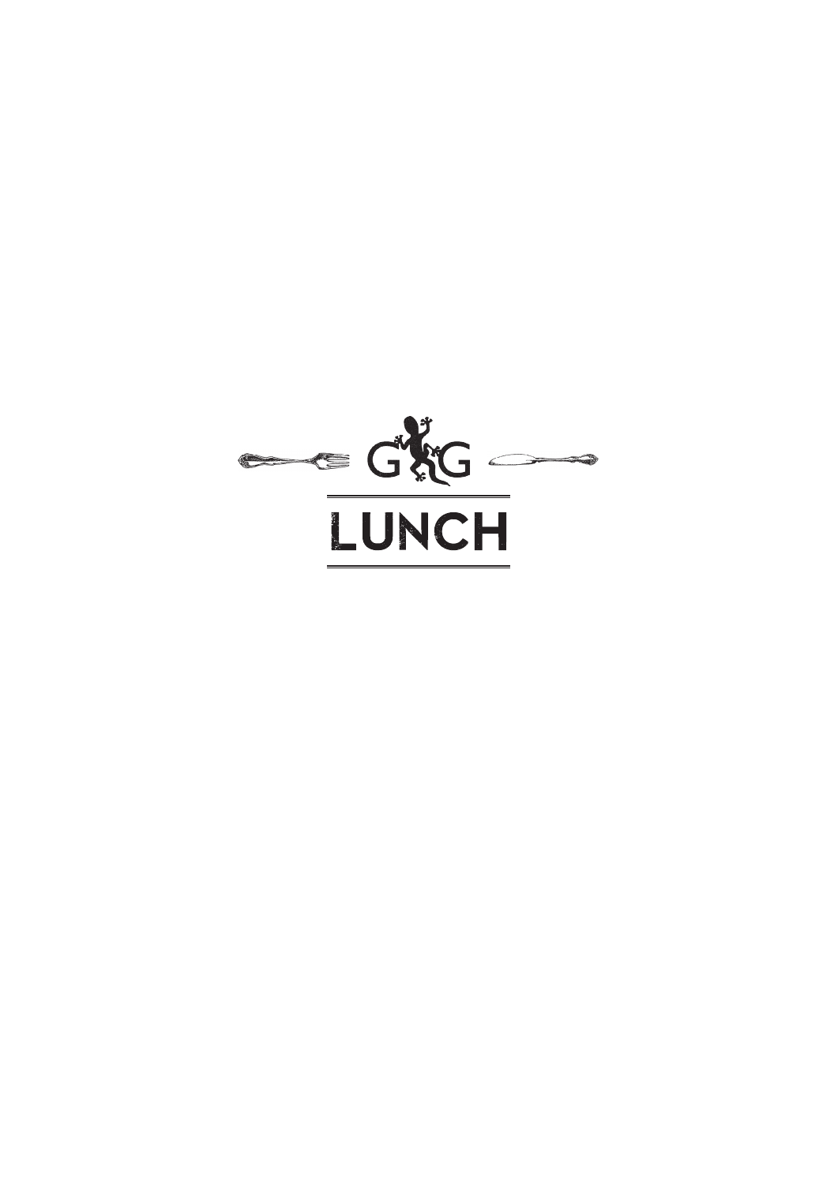G G

# LUNCH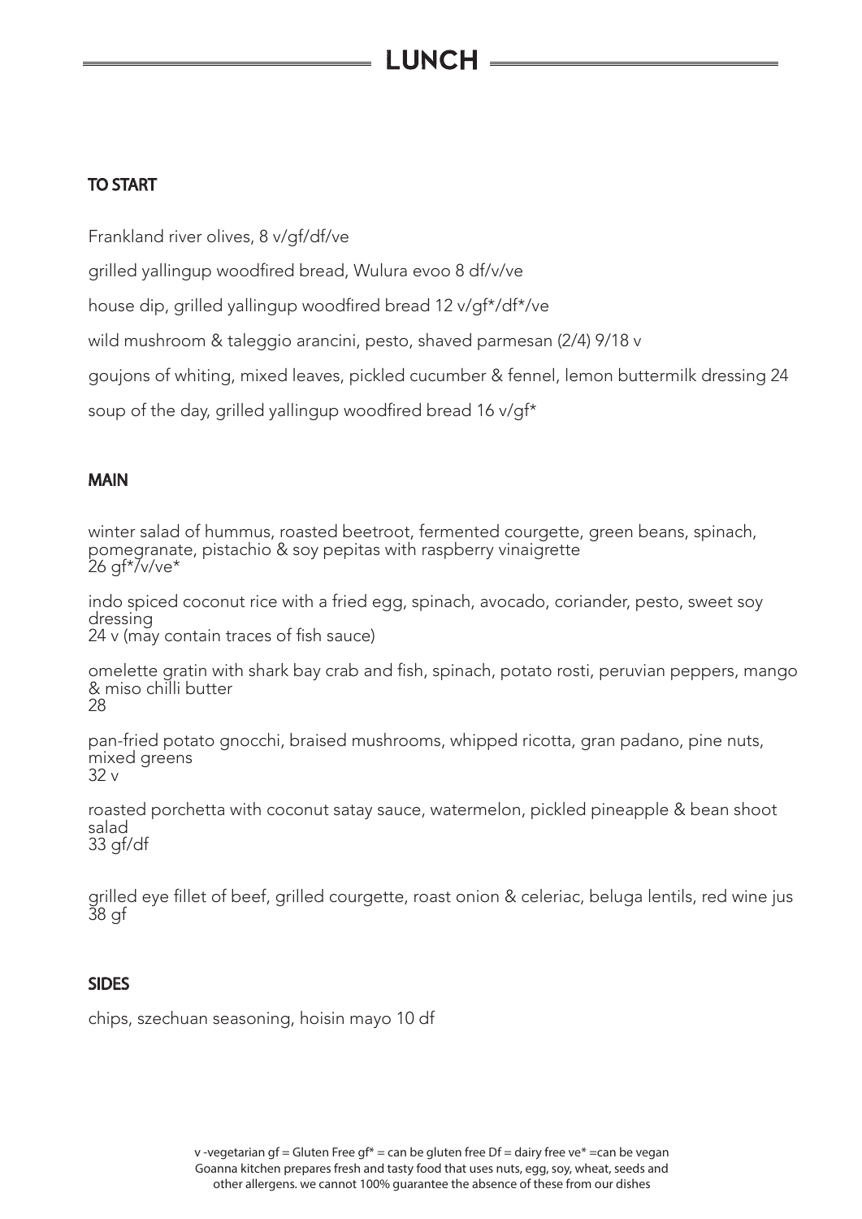# LUNCH

## TO START

Frankland river olives, 8 v/gf/df/ve

grilled yallingup woodfired bread, Wulura evoo 8 df/v/ve

house dip, grilled yallingup woodfired bread 12 v/gf*/df*/ve

wild mushroom & taleggio arancini, pesto, shaved parmesan (2/4) 9/18 v

goujons of whiting, mixed leaves, pickled cucumber & fennel, lemon buttermilk dressing 24

soup of the day, grilled yallingup woodfired bread 16 v/gf*

## MAIN

winter salad of hummus, roasted beetroot, fermented courgette, green beans, spinach, pomegranate, pistachio & soy pepitas with raspberry vinaigrette
26 gf*/v/ve*

indo spiced coconut rice with a fried egg, spinach, avocado, coriander, pesto, sweet soy dressing
24 v (may contain traces of fish sauce)

omelette gratin with shark bay crab and fish, spinach, potato rosti, peruvian peppers, mango & miso chilli butter
28

pan-fried potato gnocchi, braised mushrooms, whipped ricotta, gran padano, pine nuts, mixed greens
32 v

roasted porchetta with coconut satay sauce, watermelon, pickled pineapple & bean shoot salad
33 gf/df

grilled eye fillet of beef, grilled courgette, roast onion & celeriac, beluga lentils, red wine jus
38 gf

## SIDES

chips, szechuan seasoning, hoisin mayo 10 df

v -vegetarian gf = Gluten Free gf* = can be gluten free Df = dairy free ve* =can be vegan
Goanna kitchen prepares fresh and tasty food that uses nuts, egg, soy, wheat, seeds and other allergens. we cannot 100% guarantee the absence of these from our dishes